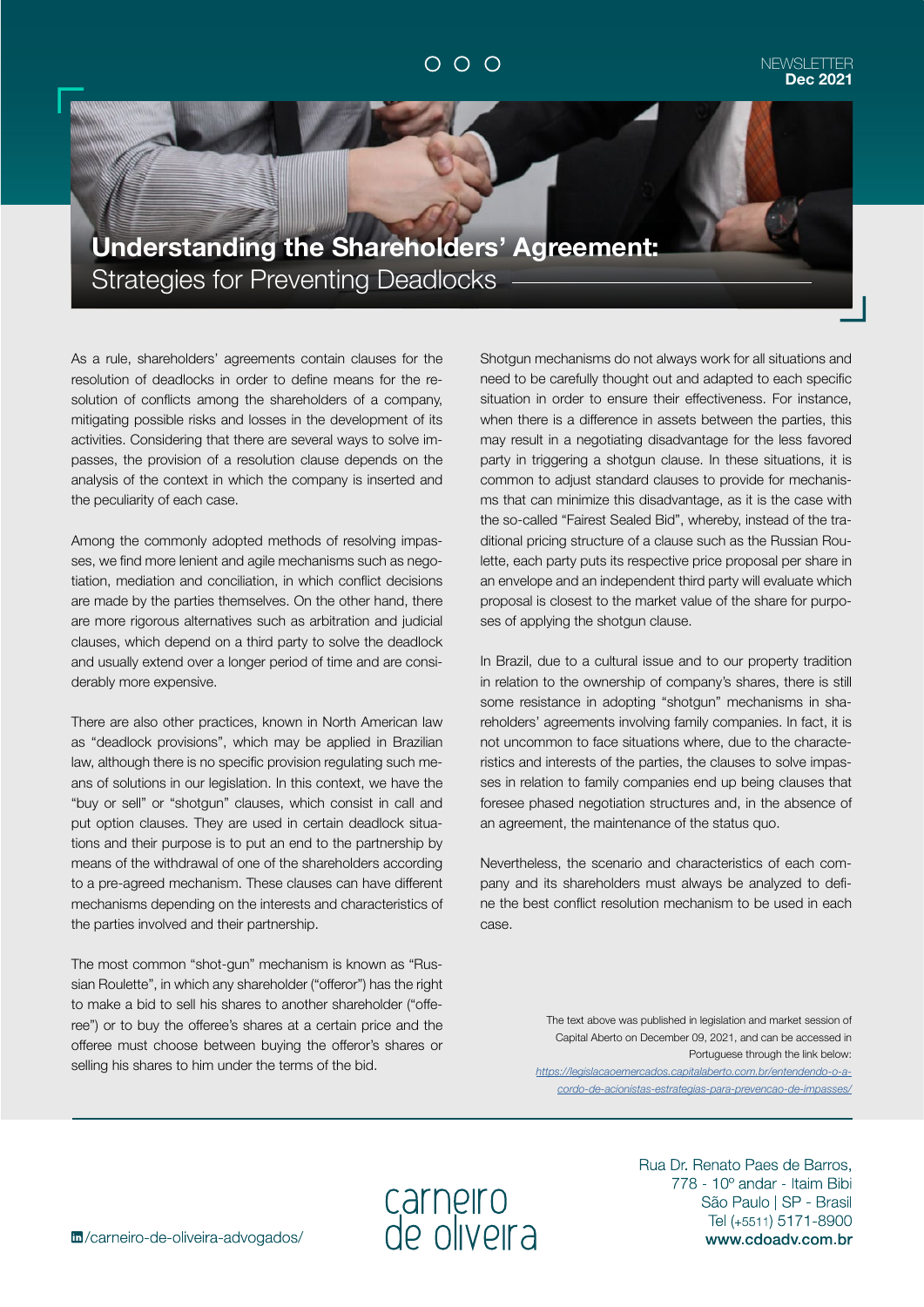NEWSLETTER
**Dec 2021**

# Understanding the Shareholders' Agreement:
## Strategies for Preventing Deadlocks

As a rule, shareholders' agreements contain clauses for the resolution of deadlocks in order to define means for the resolution of conflicts among the shareholders of a company, mitigating possible risks and losses in the development of its activities. Considering that there are several ways to solve impasses, the provision of a resolution clause depends on the analysis of the context in which the company is inserted and the peculiarity of each case.

Among the commonly adopted methods of resolving impasses, we find more lenient and agile mechanisms such as negotiation, mediation and conciliation, in which conflict decisions are made by the parties themselves. On the other hand, there are more rigorous alternatives such as arbitration and judicial clauses, which depend on a third party to solve the deadlock and usually extend over a longer period of time and are considerably more expensive.

There are also other practices, known in North American law as "deadlock provisions", which may be applied in Brazilian law, although there is no specific provision regulating such means of solutions in our legislation. In this context, we have the "buy or sell" or "shotgun" clauses, which consist in call and put option clauses. They are used in certain deadlock situations and their purpose is to put an end to the partnership by means of the withdrawal of one of the shareholders according to a pre-agreed mechanism. These clauses can have different mechanisms depending on the interests and characteristics of the parties involved and their partnership.

The most common "shot-gun" mechanism is known as "Russian Roulette", in which any shareholder ("offeror") has the right to make a bid to sell his shares to another shareholder ("offeree") or to buy the offeree's shares at a certain price and the offeree must choose between buying the offeror's shares or selling his shares to him under the terms of the bid.

Shotgun mechanisms do not always work for all situations and need to be carefully thought out and adapted to each specific situation in order to ensure their effectiveness. For instance, when there is a difference in assets between the parties, this may result in a negotiating disadvantage for the less favored party in triggering a shotgun clause. In these situations, it is common to adjust standard clauses to provide for mechanisms that can minimize this disadvantage, as it is the case with the so-called "Fairest Sealed Bid", whereby, instead of the traditional pricing structure of a clause such as the Russian Roulette, each party puts its respective price proposal per share in an envelope and an independent third party will evaluate which proposal is closest to the market value of the share for purposes of applying the shotgun clause.

In Brazil, due to a cultural issue and to our property tradition in relation to the ownership of company's shares, there is still some resistance in adopting "shotgun" mechanisms in shareholders' agreements involving family companies. In fact, it is not uncommon to face situations where, due to the characteristics and interests of the parties, the clauses to solve impasses in relation to family companies end up being clauses that foresee phased negotiation structures and, in the absence of an agreement, the maintenance of the status quo.

Nevertheless, the scenario and characteristics of each company and its shareholders must always be analyzed to define the best conflict resolution mechanism to be used in each case.

The text above was published in legislation and market session of Capital Aberto on December 09, 2021, and can be accessed in Portuguese through the link below: *https://legislacaoemercados.capitalaberto.com.br/entendendo-o-acordo-de-acionistas-estrategias-para-prevencao-de-impasses/*

/carneiro-de-oliveira-advogados/

carneiro de oliveira

Rua Dr. Renato Paes de Barros, 778 - 10º andar - Itaim Bibi
São Paulo | SP - Brasil
Tel (+5511) 5171-8900
**www.cdoadv.com.br**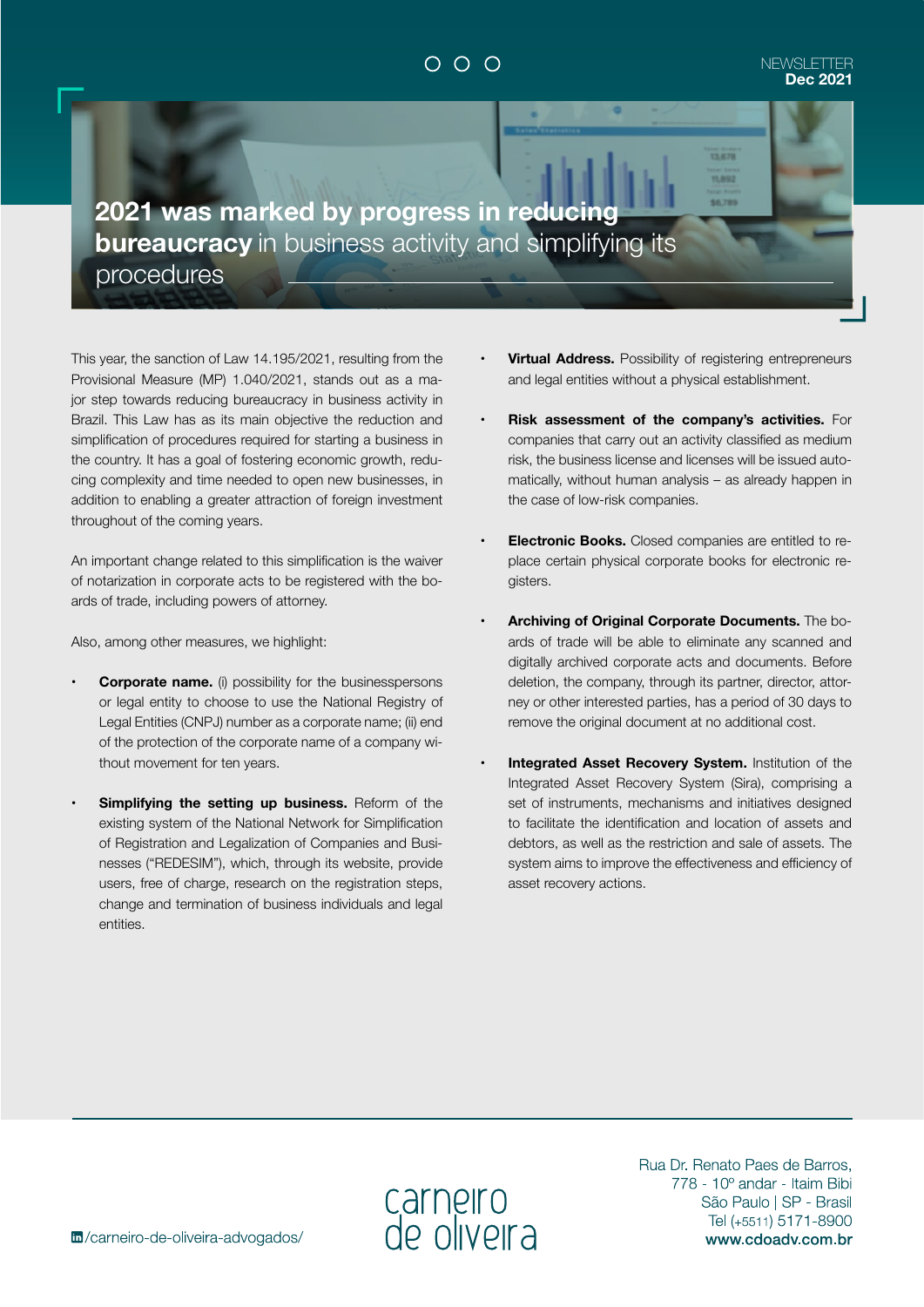# **2021 was marked by progress in reducing bureaucracy** in business activity and simplifying its procedures

This year, the sanction of Law 14.195/2021, resulting from the Provisional Measure (MP) 1.040/2021, stands out as a major step towards reducing bureaucracy in business activity in Brazil. This Law has as its main objective the reduction and simplification of procedures required for starting a business in the country. It has a goal of fostering economic growth, reducing complexity and time needed to open new businesses, in addition to enabling a greater attraction of foreign investment throughout of the coming years.

An important change related to this simplification is the waiver of notarization in corporate acts to be registered with the boards of trade, including powers of attorney.

Also, among other measures, we highlight:

- **Corporate name.** (i) possibility for the businesspersons or legal entity to choose to use the National Registry of Legal Entities (CNPJ) number as a corporate name; (ii) end of the protection of the corporate name of a company without movement for ten years.

- **Simplifying the setting up business.** Reform of the existing system of the National Network for Simplification of Registration and Legalization of Companies and Businesses ("REDESIM"), which, through its website, provide users, free of charge, research on the registration steps, change and termination of business individuals and legal entities.

- **Virtual Address.** Possibility of registering entrepreneurs and legal entities without a physical establishment.

- **Risk assessment of the company's activities.** For companies that carry out an activity classified as medium risk, the business license and licenses will be issued automatically, without human analysis – as already happen in the case of low-risk companies.

- **Electronic Books.** Closed companies are entitled to replace certain physical corporate books for electronic registers.

- **Archiving of Original Corporate Documents.** The boards of trade will be able to eliminate any scanned and digitally archived corporate acts and documents. Before deletion, the company, through its partner, director, attorney or other interested parties, has a period of 30 days to remove the original document at no additional cost.

- **Integrated Asset Recovery System.** Institution of the Integrated Asset Recovery System (Sira), comprising a set of instruments, mechanisms and initiatives designed to facilitate the identification and location of assets and debtors, as well as the restriction and sale of assets. The system aims to improve the effectiveness and efficiency of asset recovery actions.